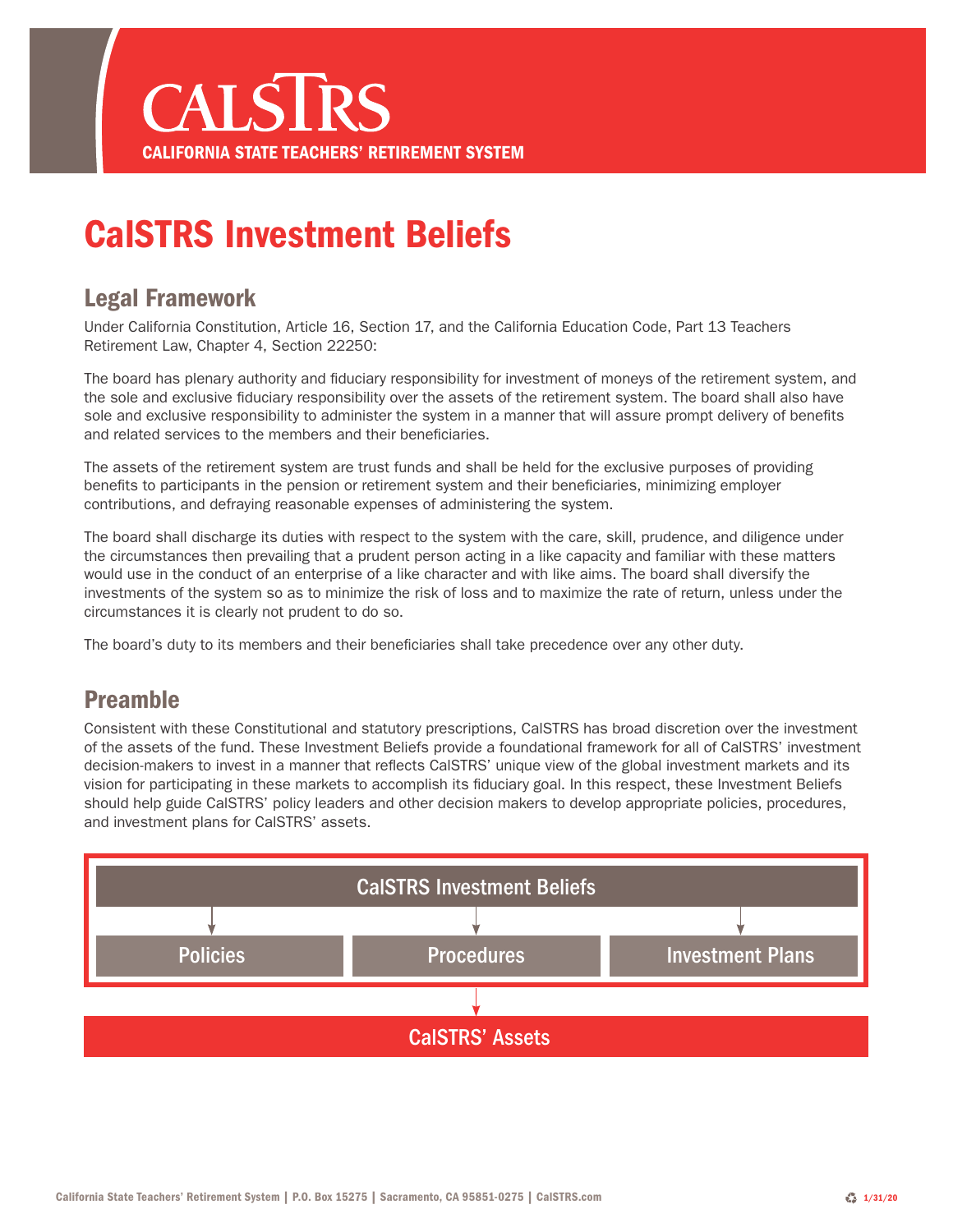# CalSTRS Investment Beliefs

## Legal Framework

Under California Constitution, Article 16, Section 17, and the California Education Code, Part 13 Teachers Retirement Law, Chapter 4, Section 22250:

The board has plenary authority and fiduciary responsibility for investment of moneys of the retirement system, and the sole and exclusive fiduciary responsibility over the assets of the retirement system. The board shall also have sole and exclusive responsibility to administer the system in a manner that will assure prompt delivery of benefits and related services to the members and their beneficiaries.

The assets of the retirement system are trust funds and shall be held for the exclusive purposes of providing benefits to participants in the pension or retirement system and their beneficiaries, minimizing employer contributions, and defraying reasonable expenses of administering the system.

The board shall discharge its duties with respect to the system with the care, skill, prudence, and diligence under the circumstances then prevailing that a prudent person acting in a like capacity and familiar with these matters would use in the conduct of an enterprise of a like character and with like aims. The board shall diversify the investments of the system so as to minimize the risk of loss and to maximize the rate of return, unless under the circumstances it is clearly not prudent to do so.

The board's duty to its members and their beneficiaries shall take precedence over any other duty.

## Preamble

Consistent with these Constitutional and statutory prescriptions, CalSTRS has broad discretion over the investment of the assets of the fund. These Investment Beliefs provide a foundational framework for all of CalSTRS' investment decision-makers to invest in a manner that reflects CalSTRS' unique view of the global investment markets and its vision for participating in these markets to accomplish its fiduciary goal. In this respect, these Investment Beliefs should help guide CalSTRS' policy leaders and other decision makers to develop appropriate policies, procedures, and investment plans for CalSTRS' assets.

CalSTRS Investment Beliefs

Policies | Procedures | Investment Plans

CalSTRS' Assets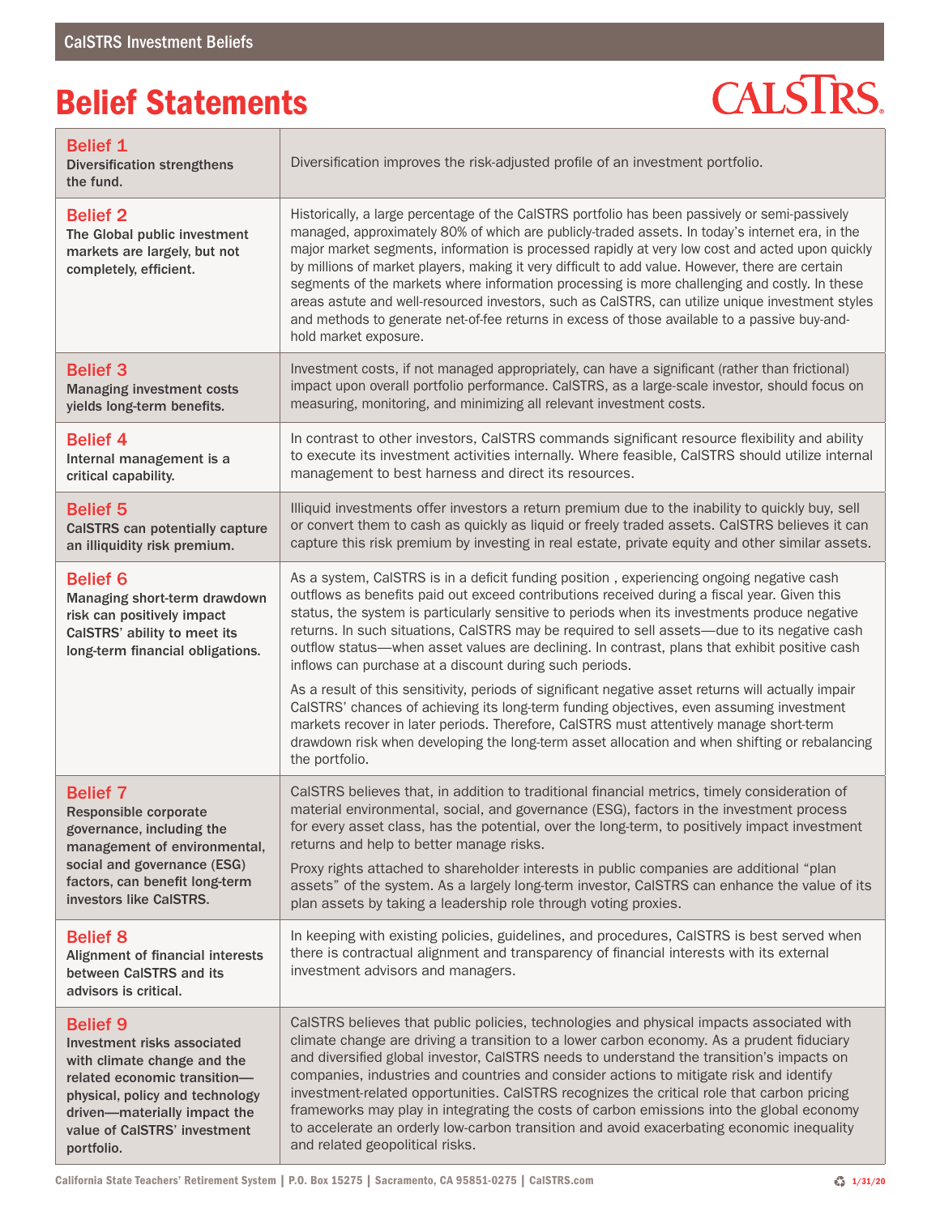CalSTRS Investment Beliefs

# Belief Statements

CALSTRS

| | |
|---|---|
| **Belief 1**<br>**Diversification strengthens the fund.** | Diversification improves the risk-adjusted profile of an investment portfolio. |
| **Belief 2**<br>**The Global public investment markets are largely, but not completely, efficient.** | Historically, a large percentage of the CalSTRS portfolio has been passively or semi-passively managed, approximately 80% of which are publicly-traded assets. In today's internet era, in the major market segments, information is processed rapidly at very low cost and acted upon quickly by millions of market players, making it very difficult to add value. However, there are certain segments of the markets where information processing is more challenging and costly. In these areas astute and well-resourced investors, such as CalSTRS, can utilize unique investment styles and methods to generate net-of-fee returns in excess of those available to a passive buy-and-hold market exposure. |
| **Belief 3**<br>**Managing investment costs yields long-term benefits.** | Investment costs, if not managed appropriately, can have a significant (rather than frictional) impact upon overall portfolio performance. CalSTRS, as a large-scale investor, should focus on measuring, monitoring, and minimizing all relevant investment costs. |
| **Belief 4**<br>**Internal management is a critical capability.** | In contrast to other investors, CalSTRS commands significant resource flexibility and ability to execute its investment activities internally. Where feasible, CalSTRS should utilize internal management to best harness and direct its resources. |
| **Belief 5**<br>**CalSTRS can potentially capture an illiquidity risk premium.** | Illiquid investments offer investors a return premium due to the inability to quickly buy, sell or convert them to cash as quickly as liquid or freely traded assets. CalSTRS believes it can capture this risk premium by investing in real estate, private equity and other similar assets. |
| **Belief 6**<br>**Managing short-term drawdown risk can positively impact CalSTRS' ability to meet its long-term financial obligations.** | As a system, CalSTRS is in a deficit funding position , experiencing ongoing negative cash outflows as benefits paid out exceed contributions received during a fiscal year. Given this status, the system is particularly sensitive to periods when its investments produce negative returns. In such situations, CalSTRS may be required to sell assets—due to its negative cash outflow status—when asset values are declining. In contrast, plans that exhibit positive cash inflows can purchase at a discount during such periods.<br><br>As a result of this sensitivity, periods of significant negative asset returns will actually impair CalSTRS' chances of achieving its long-term funding objectives, even assuming investment markets recover in later periods. Therefore, CalSTRS must attentively manage short-term drawdown risk when developing the long-term asset allocation and when shifting or rebalancing the portfolio. |
| **Belief 7**<br>**Responsible corporate governance, including the management of environmental, social and governance (ESG) factors, can benefit long-term investors like CalSTRS.** | CalSTRS believes that, in addition to traditional financial metrics, timely consideration of material environmental, social, and governance (ESG), factors in the investment process for every asset class, has the potential, over the long-term, to positively impact investment returns and help to better manage risks.<br><br>Proxy rights attached to shareholder interests in public companies are additional "plan assets" of the system. As a largely long-term investor, CalSTRS can enhance the value of its plan assets by taking a leadership role through voting proxies. |
| **Belief 8**<br>**Alignment of financial interests between CalSTRS and its advisors is critical.** | In keeping with existing policies, guidelines, and procedures, CalSTRS is best served when there is contractual alignment and transparency of financial interests with its external investment advisors and managers. |
| **Belief 9**<br>**Investment risks associated with climate change and the related economic transition—physical, policy and technology driven—materially impact the value of CalSTRS' investment portfolio.** | CalSTRS believes that public policies, technologies and physical impacts associated with climate change are driving a transition to a lower carbon economy. As a prudent fiduciary and diversified global investor, CalSTRS needs to understand the transition's impacts on companies, industries and countries and consider actions to mitigate risk and identify investment-related opportunities. CalSTRS recognizes the critical role that carbon pricing frameworks may play in integrating the costs of carbon emissions into the global economy to accelerate an orderly low-carbon transition and avoid exacerbating economic inequality and related geopolitical risks. |

California State Teachers' Retirement System | P.O. Box 15275 | Sacramento, CA 95851-0275 | CalSTRS.com

1/31/20